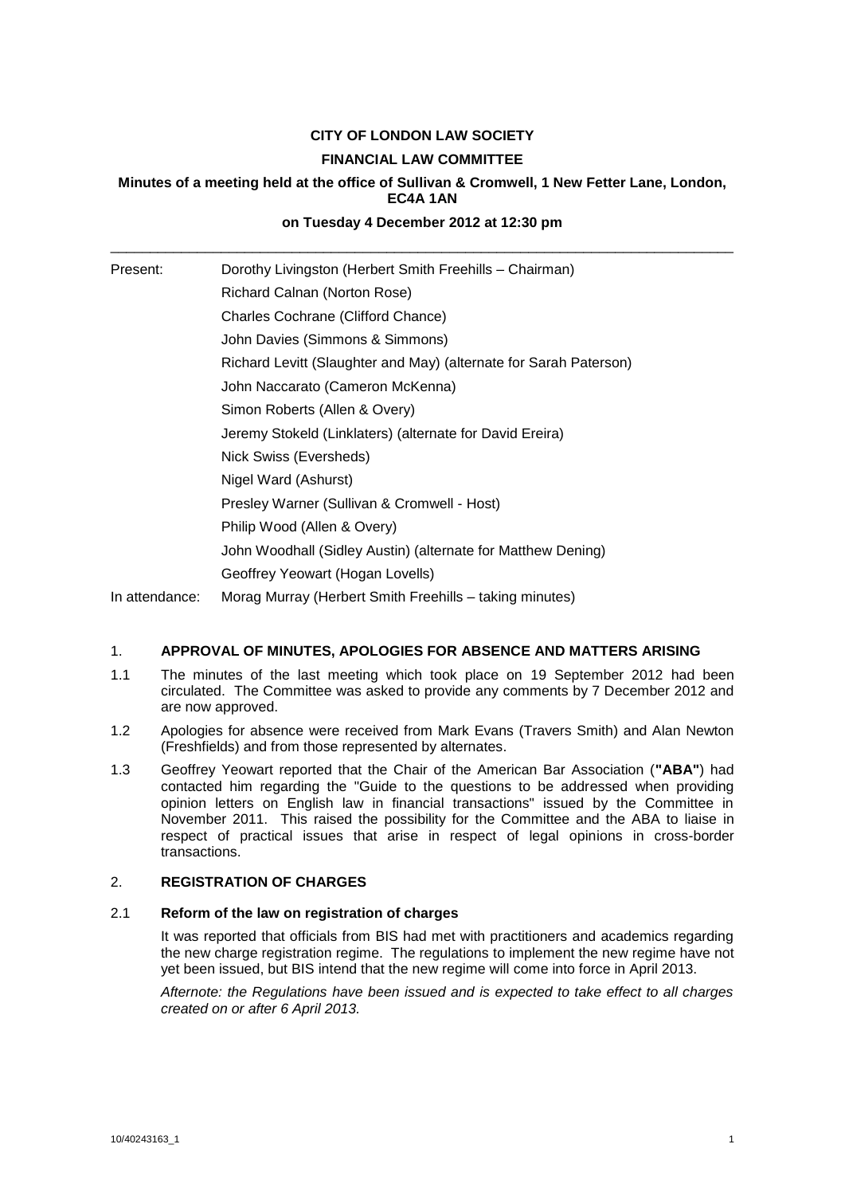**CITY OF LONDON LAW SOCIETY**

**FINANCIAL LAW COMMITTEE**

**Minutes of a meeting held at the office of Sullivan & Cromwell, 1 New Fetter Lane, London, EC4A 1AN**

**on Tuesday 4 December 2012 at 12:30 pm**

---

| | |
|---|---|
| Present: | Dorothy Livingston (Herbert Smith Freehills – Chairman) |
| | Richard Calnan (Norton Rose) |
| | Charles Cochrane (Clifford Chance) |
| | John Davies (Simmons & Simmons) |
| | Richard Levitt (Slaughter and May) (alternate for Sarah Paterson) |
| | John Naccarato (Cameron McKenna) |
| | Simon Roberts (Allen & Overy) |
| | Jeremy Stokeld (Linklaters) (alternate for David Ereira) |
| | Nick Swiss (Eversheds) |
| | Nigel Ward (Ashurst) |
| | Presley Warner (Sullivan & Cromwell - Host) |
| | Philip Wood (Allen & Overy) |
| | John Woodhall (Sidley Austin) (alternate for Matthew Dening) |
| | Geoffrey Yeowart (Hogan Lovells) |
| In attendance: | Morag Murray (Herbert Smith Freehills – taking minutes) |

1. **APPROVAL OF MINUTES, APOLOGIES FOR ABSENCE AND MATTERS ARISING**

1.1 The minutes of the last meeting which took place on 19 September 2012 had been circulated. The Committee was asked to provide any comments by 7 December 2012 and are now approved.

1.2 Apologies for absence were received from Mark Evans (Travers Smith) and Alan Newton (Freshfields) and from those represented by alternates.

1.3 Geoffrey Yeowart reported that the Chair of the American Bar Association (**"ABA"**) had contacted him regarding the "Guide to the questions to be addressed when providing opinion letters on English law in financial transactions" issued by the Committee in November 2011. This raised the possibility for the Committee and the ABA to liaise in respect of practical issues that arise in respect of legal opinions in cross-border transactions.

2. **REGISTRATION OF CHARGES**

2.1 **Reform of the law on registration of charges**

It was reported that officials from BIS had met with practitioners and academics regarding the new charge registration regime. The regulations to implement the new regime have not yet been issued, but BIS intend that the new regime will come into force in April 2013.

*Afternote: the Regulations have been issued and is expected to take effect to all charges created on or after 6 April 2013.*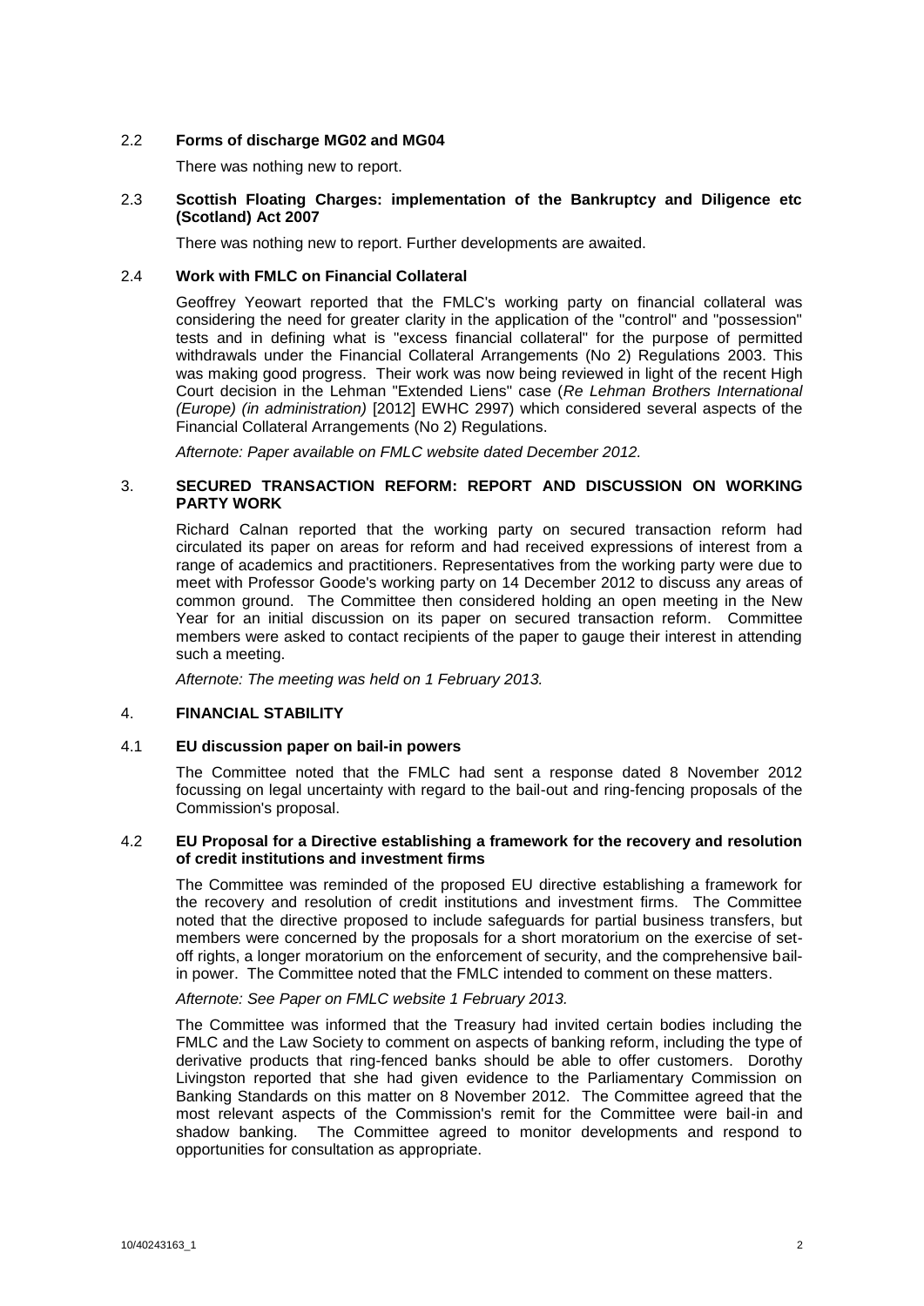### 2.2 **Forms of discharge MG02 and MG04**

There was nothing new to report.

### 2.3 **Scottish Floating Charges: implementation of the Bankruptcy and Diligence etc (Scotland) Act 2007**

There was nothing new to report. Further developments are awaited.

### 2.4 **Work with FMLC on Financial Collateral**

Geoffrey Yeowart reported that the FMLC's working party on financial collateral was considering the need for greater clarity in the application of the "control" and "possession" tests and in defining what is "excess financial collateral" for the purpose of permitted withdrawals under the Financial Collateral Arrangements (No 2) Regulations 2003. This was making good progress. Their work was now being reviewed in light of the recent High Court decision in the Lehman "Extended Liens" case (*Re Lehman Brothers International (Europe) (in administration)* [2012] EWHC 2997) which considered several aspects of the Financial Collateral Arrangements (No 2) Regulations.

*Afternote: Paper available on FMLC website dated December 2012.*

## 3. **SECURED TRANSACTION REFORM: REPORT AND DISCUSSION ON WORKING PARTY WORK**

Richard Calnan reported that the working party on secured transaction reform had circulated its paper on areas for reform and had received expressions of interest from a range of academics and practitioners. Representatives from the working party were due to meet with Professor Goode's working party on 14 December 2012 to discuss any areas of common ground. The Committee then considered holding an open meeting in the New Year for an initial discussion on its paper on secured transaction reform. Committee members were asked to contact recipients of the paper to gauge their interest in attending such a meeting.

*Afternote: The meeting was held on 1 February 2013.*

## 4. **FINANCIAL STABILITY**

### 4.1 **EU discussion paper on bail-in powers**

The Committee noted that the FMLC had sent a response dated 8 November 2012 focussing on legal uncertainty with regard to the bail-out and ring-fencing proposals of the Commission's proposal.

### 4.2 **EU Proposal for a Directive establishing a framework for the recovery and resolution of credit institutions and investment firms**

The Committee was reminded of the proposed EU directive establishing a framework for the recovery and resolution of credit institutions and investment firms. The Committee noted that the directive proposed to include safeguards for partial business transfers, but members were concerned by the proposals for a short moratorium on the exercise of set-off rights, a longer moratorium on the enforcement of security, and the comprehensive bail-in power. The Committee noted that the FMLC intended to comment on these matters.

*Afternote: See Paper on FMLC website 1 February 2013.*

The Committee was informed that the Treasury had invited certain bodies including the FMLC and the Law Society to comment on aspects of banking reform, including the type of derivative products that ring-fenced banks should be able to offer customers. Dorothy Livingston reported that she had given evidence to the Parliamentary Commission on Banking Standards on this matter on 8 November 2012. The Committee agreed that the most relevant aspects of the Commission's remit for the Committee were bail-in and shadow banking. The Committee agreed to monitor developments and respond to opportunities for consultation as appropriate.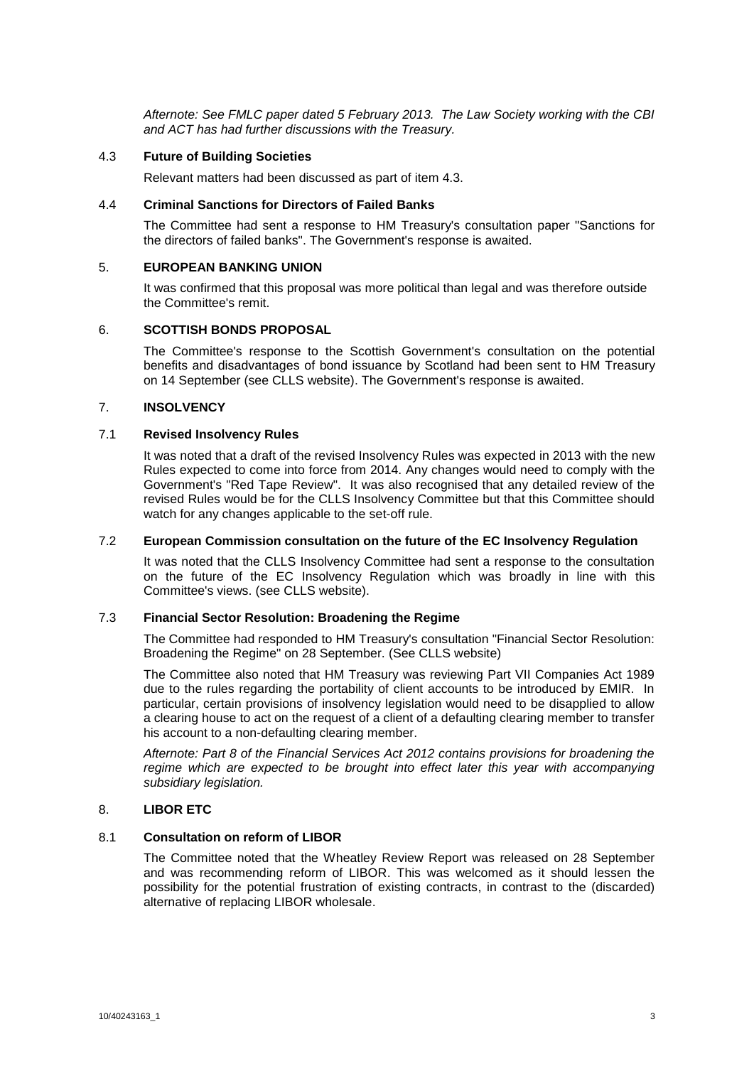*Afternote: See FMLC paper dated 5 February 2013. The Law Society working with the CBI and ACT has had further discussions with the Treasury.*

### 4.3 Future of Building Societies

Relevant matters had been discussed as part of item 4.3.

### 4.4 Criminal Sanctions for Directors of Failed Banks

The Committee had sent a response to HM Treasury's consultation paper "Sanctions for the directors of failed banks". The Government's response is awaited.

## 5. EUROPEAN BANKING UNION

It was confirmed that this proposal was more political than legal and was therefore outside the Committee's remit.

## 6. SCOTTISH BONDS PROPOSAL

The Committee's response to the Scottish Government's consultation on the potential benefits and disadvantages of bond issuance by Scotland had been sent to HM Treasury on 14 September (see CLLS website). The Government's response is awaited.

## 7. INSOLVENCY

### 7.1 Revised Insolvency Rules

It was noted that a draft of the revised Insolvency Rules was expected in 2013 with the new Rules expected to come into force from 2014. Any changes would need to comply with the Government's "Red Tape Review". It was also recognised that any detailed review of the revised Rules would be for the CLLS Insolvency Committee but that this Committee should watch for any changes applicable to the set-off rule.

### 7.2 European Commission consultation on the future of the EC Insolvency Regulation

It was noted that the CLLS Insolvency Committee had sent a response to the consultation on the future of the EC Insolvency Regulation which was broadly in line with this Committee's views. (see CLLS website).

### 7.3 Financial Sector Resolution: Broadening the Regime

The Committee had responded to HM Treasury's consultation "Financial Sector Resolution: Broadening the Regime" on 28 September. (See CLLS website)

The Committee also noted that HM Treasury was reviewing Part VII Companies Act 1989 due to the rules regarding the portability of client accounts to be introduced by EMIR. In particular, certain provisions of insolvency legislation would need to be disapplied to allow a clearing house to act on the request of a client of a defaulting clearing member to transfer his account to a non-defaulting clearing member.

*Afternote: Part 8 of the Financial Services Act 2012 contains provisions for broadening the regime which are expected to be brought into effect later this year with accompanying subsidiary legislation.*

## 8. LIBOR ETC

### 8.1 Consultation on reform of LIBOR

The Committee noted that the Wheatley Review Report was released on 28 September and was recommending reform of LIBOR. This was welcomed as it should lessen the possibility for the potential frustration of existing contracts, in contrast to the (discarded) alternative of replacing LIBOR wholesale.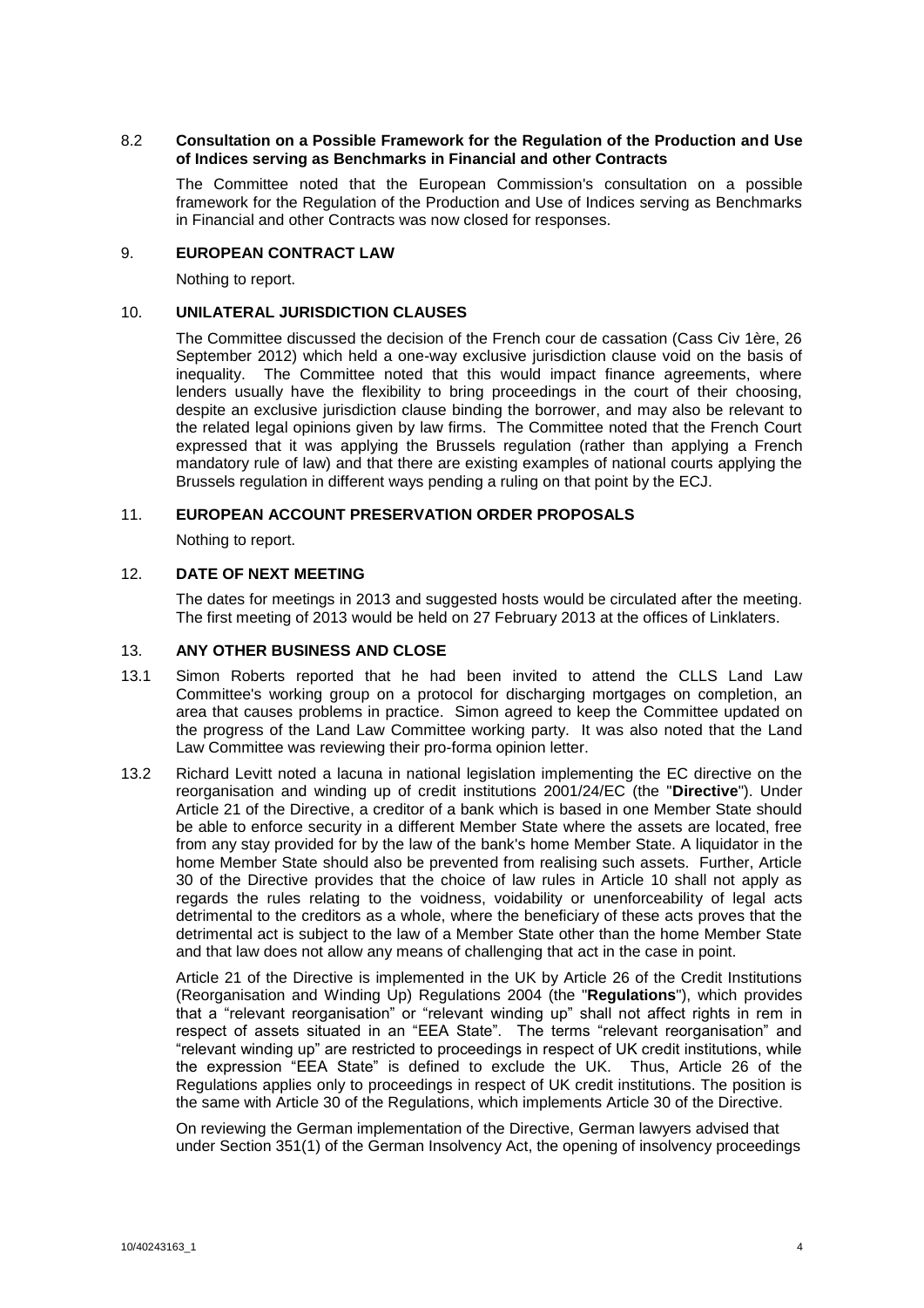8.2 **Consultation on a Possible Framework for the Regulation of the Production and Use of Indices serving as Benchmarks in Financial and other Contracts**

The Committee noted that the European Commission's consultation on a possible framework for the Regulation of the Production and Use of Indices serving as Benchmarks in Financial and other Contracts was now closed for responses.

9. **EUROPEAN CONTRACT LAW**

Nothing to report.

10. **UNILATERAL JURISDICTION CLAUSES**

The Committee discussed the decision of the French cour de cassation (Cass Civ 1ère, 26 September 2012) which held a one-way exclusive jurisdiction clause void on the basis of inequality. The Committee noted that this would impact finance agreements, where lenders usually have the flexibility to bring proceedings in the court of their choosing, despite an exclusive jurisdiction clause binding the borrower, and may also be relevant to the related legal opinions given by law firms. The Committee noted that the French Court expressed that it was applying the Brussels regulation (rather than applying a French mandatory rule of law) and that there are existing examples of national courts applying the Brussels regulation in different ways pending a ruling on that point by the ECJ.

11. **EUROPEAN ACCOUNT PRESERVATION ORDER PROPOSALS**

Nothing to report.

12. **DATE OF NEXT MEETING**

The dates for meetings in 2013 and suggested hosts would be circulated after the meeting. The first meeting of 2013 would be held on 27 February 2013 at the offices of Linklaters.

13. **ANY OTHER BUSINESS AND CLOSE**

13.1 Simon Roberts reported that he had been invited to attend the CLLS Land Law Committee's working group on a protocol for discharging mortgages on completion, an area that causes problems in practice. Simon agreed to keep the Committee updated on the progress of the Land Law Committee working party. It was also noted that the Land Law Committee was reviewing their pro-forma opinion letter.

13.2 Richard Levitt noted a lacuna in national legislation implementing the EC directive on the reorganisation and winding up of credit institutions 2001/24/EC (the "**Directive**"). Under Article 21 of the Directive, a creditor of a bank which is based in one Member State should be able to enforce security in a different Member State where the assets are located, free from any stay provided for by the law of the bank's home Member State. A liquidator in the home Member State should also be prevented from realising such assets. Further, Article 30 of the Directive provides that the choice of law rules in Article 10 shall not apply as regards the rules relating to the voidness, voidability or unenforceability of legal acts detrimental to the creditors as a whole, where the beneficiary of these acts proves that the detrimental act is subject to the law of a Member State other than the home Member State and that law does not allow any means of challenging that act in the case in point.

Article 21 of the Directive is implemented in the UK by Article 26 of the Credit Institutions (Reorganisation and Winding Up) Regulations 2004 (the "**Regulations**"), which provides that a "relevant reorganisation" or "relevant winding up" shall not affect rights in rem in respect of assets situated in an "EEA State". The terms "relevant reorganisation" and "relevant winding up" are restricted to proceedings in respect of UK credit institutions, while the expression "EEA State" is defined to exclude the UK. Thus, Article 26 of the Regulations applies only to proceedings in respect of UK credit institutions. The position is the same with Article 30 of the Regulations, which implements Article 30 of the Directive.

On reviewing the German implementation of the Directive, German lawyers advised that under Section 351(1) of the German Insolvency Act, the opening of insolvency proceedings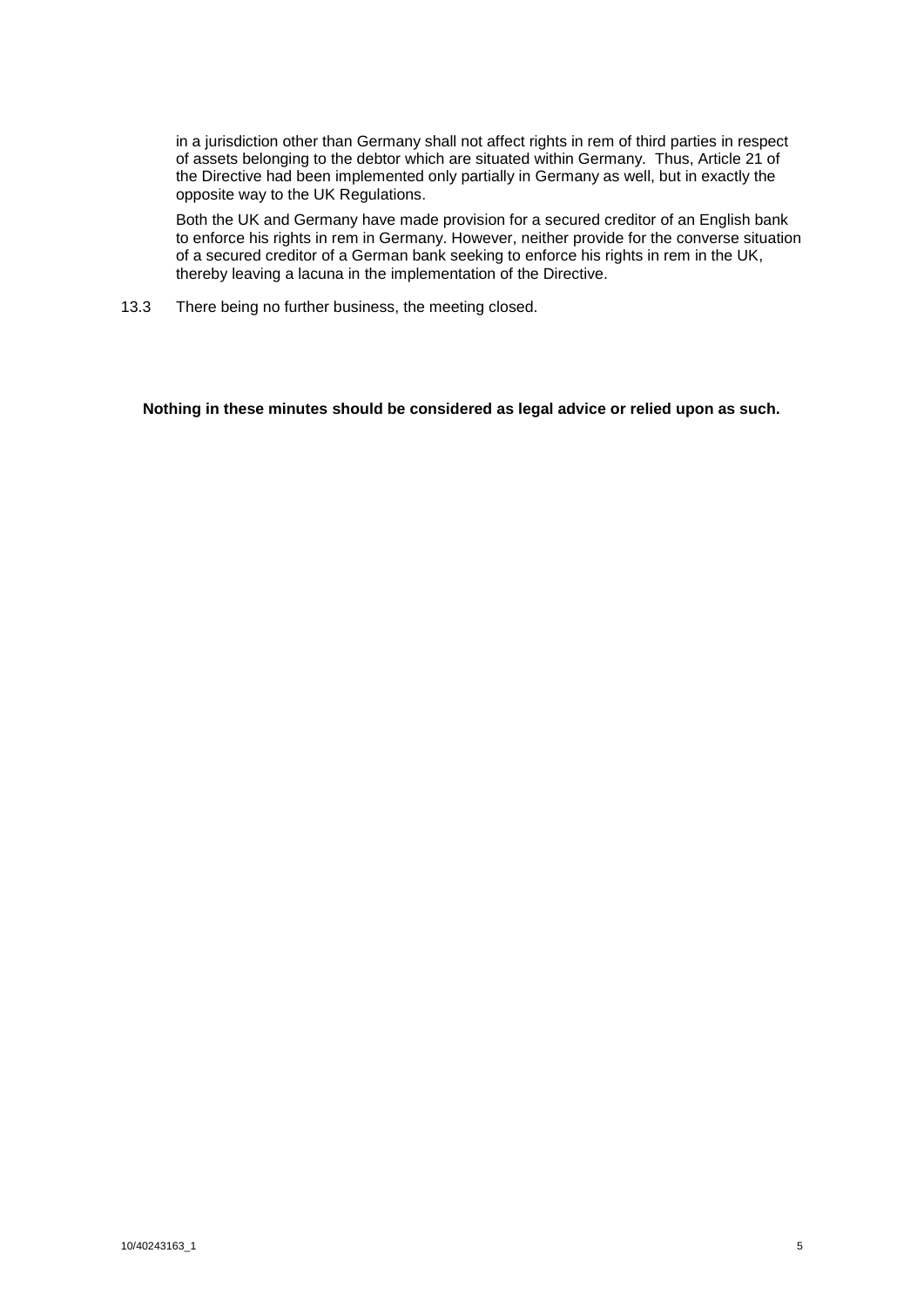in a jurisdiction other than Germany shall not affect rights in rem of third parties in respect of assets belonging to the debtor which are situated within Germany. Thus, Article 21 of the Directive had been implemented only partially in Germany as well, but in exactly the opposite way to the UK Regulations.

Both the UK and Germany have made provision for a secured creditor of an English bank to enforce his rights in rem in Germany. However, neither provide for the converse situation of a secured creditor of a German bank seeking to enforce his rights in rem in the UK, thereby leaving a lacuna in the implementation of the Directive.

13.3 There being no further business, the meeting closed.

**Nothing in these minutes should be considered as legal advice or relied upon as such.**